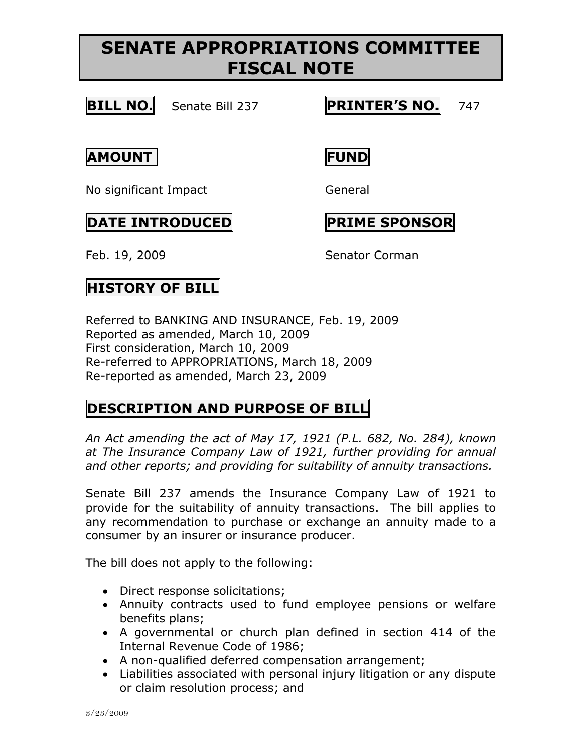# SENATE APPROPRIATIONS COMMITTEE FISCAL NOTE

**BILL NO.** Senate Bill 237

**PRINTER'S NO.** 747

**AMOUNT**

No significant Impact

**FUND**

General

**DATE INTRODUCED**

Feb. 19, 2009

**PRIME SPONSOR**

Senator Corman

## HISTORY OF BILL

Referred to BANKING AND INSURANCE, Feb. 19, 2009
Reported as amended, March 10, 2009
First consideration, March 10, 2009
Re-referred to APPROPRIATIONS, March 18, 2009
Re-reported as amended, March 23, 2009

## DESCRIPTION AND PURPOSE OF BILL

*An Act amending the act of May 17, 1921 (P.L. 682, No. 284), known at The Insurance Company Law of 1921, further providing for annual and other reports; and providing for suitability of annuity transactions.*

Senate Bill 237 amends the Insurance Company Law of 1921 to provide for the suitability of annuity transactions. The bill applies to any recommendation to purchase or exchange an annuity made to a consumer by an insurer or insurance producer.

The bill does not apply to the following:

- Direct response solicitations;
- Annuity contracts used to fund employee pensions or welfare benefits plans;
- A governmental or church plan defined in section 414 of the Internal Revenue Code of 1986;
- A non-qualified deferred compensation arrangement;
- Liabilities associated with personal injury litigation or any dispute or claim resolution process; and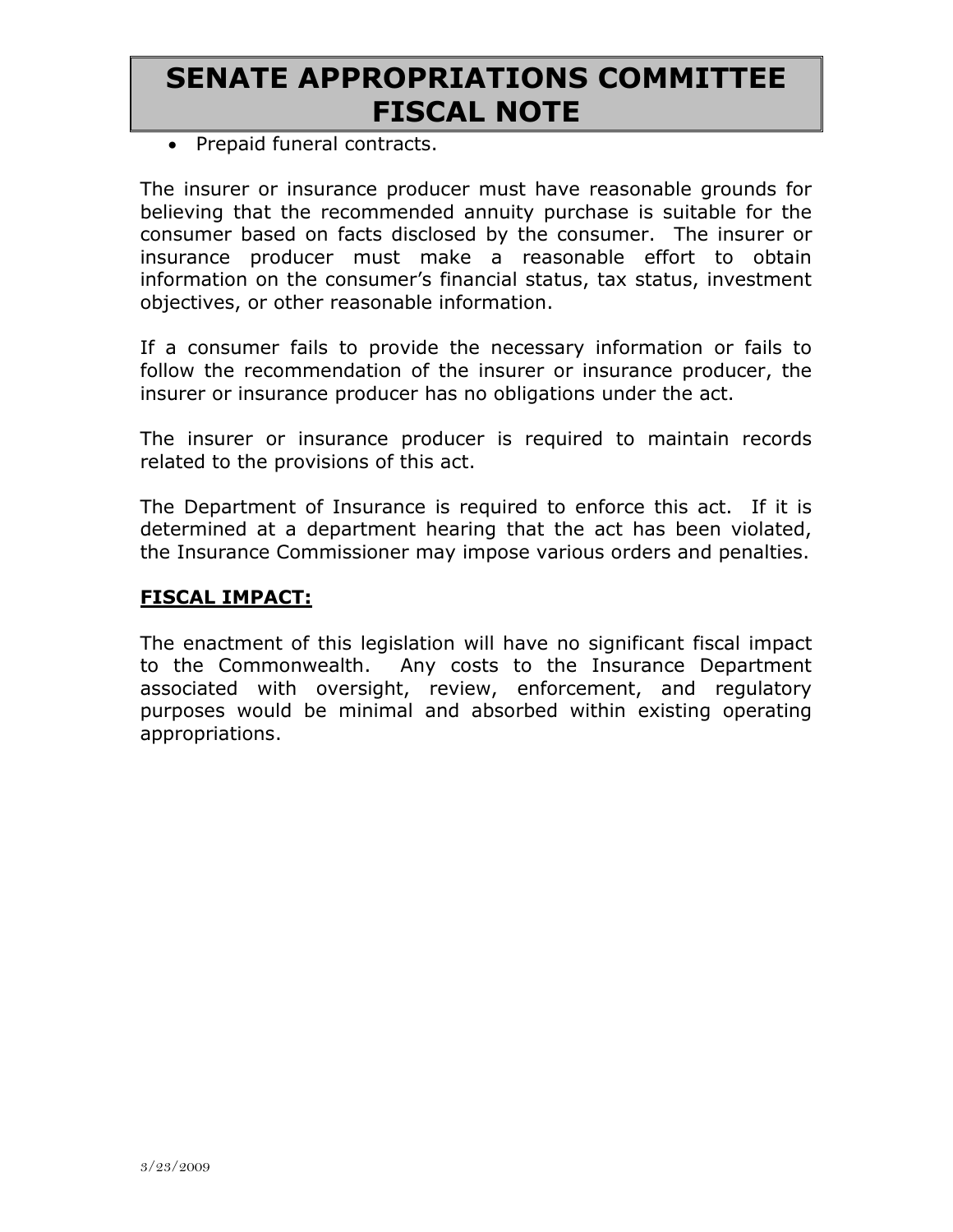- Prepaid funeral contracts.

The insurer or insurance producer must have reasonable grounds for believing that the recommended annuity purchase is suitable for the consumer based on facts disclosed by the consumer. The insurer or insurance producer must make a reasonable effort to obtain information on the consumer's financial status, tax status, investment objectives, or other reasonable information.

If a consumer fails to provide the necessary information or fails to follow the recommendation of the insurer or insurance producer, the insurer or insurance producer has no obligations under the act.

The insurer or insurance producer is required to maintain records related to the provisions of this act.

The Department of Insurance is required to enforce this act. If it is determined at a department hearing that the act has been violated, the Insurance Commissioner may impose various orders and penalties.

**FISCAL IMPACT:**

The enactment of this legislation will have no significant fiscal impact to the Commonwealth. Any costs to the Insurance Department associated with oversight, review, enforcement, and regulatory purposes would be minimal and absorbed within existing operating appropriations.